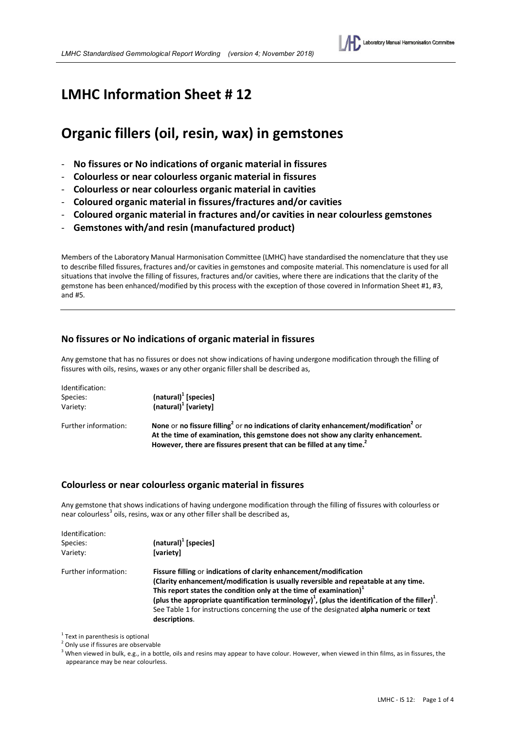# LMHC Information Sheet # 12

# Organic fillers (oil, resin, wax) in gemstones

- **No fissures or No indications of organic material in fissures**
- **Colourless or near colourless organic material in fissures**
- **Colourless or near colourless organic material in cavities**
- **Coloured organic material in fissures/fractures and/or cavities**
- **Coloured organic material in fractures and/or cavities in near colourless gemstones**
- **Gemstones with/and resin (manufactured product)**

Members of the Laboratory Manual Harmonisation Committee (LMHC) have standardised the nomenclature that they use to describe filled fissures, fractures and/or cavities in gemstones and composite material. This nomenclature is used for all situations that involve the filling of fissures, fractures and/or cavities, where there are indications that the clarity of the gemstone has been enhanced/modified by this process with the exception of those covered in Information Sheet #1, #3, and #5.

## No fissures or No indications of organic material in fissures

Any gemstone that has no fissures or does not show indications of having undergone modification through the filling of fissures with oils, resins, waxes or any other organic filler shall be described as,

Identification:
Species: **(natural)[1] [species]**
Variety: **(natural)[1] [variety]**

Further information: **None** or **no fissure filling**[2] or **no indications of clarity enhancement/modification**[2] or **At the time of examination, this gemstone does not show any clarity enhancement. However, there are fissures present that can be filled at any time.**[2]

## Colourless or near colourless organic material in fissures

Any gemstone that shows indications of having undergone modification through the filling of fissures with colourless or near colourless[3] oils, resins, wax or any other filler shall be described as,

Identification:
Species: **(natural)[1] [species]**
Variety: **[variety]**

Further information: **Fissure filling** or **indications of clarity enhancement/modification (Clarity enhancement/modification is usually reversible and repeatable at any time. This report states the condition only at the time of examination)**[1] **(plus the appropriate quantification terminology)**[1]**, (plus the identification of the filler)**[1]. See Table 1 for instructions concerning the use of the designated **alpha numeric** or **text descriptions**.

[1] Text in parenthesis is optional
[2] Only use if fissures are observable
[3] When viewed in bulk, e.g., in a bottle, oils and resins may appear to have colour. However, when viewed in thin films, as in fissures, the appearance may be near colourless.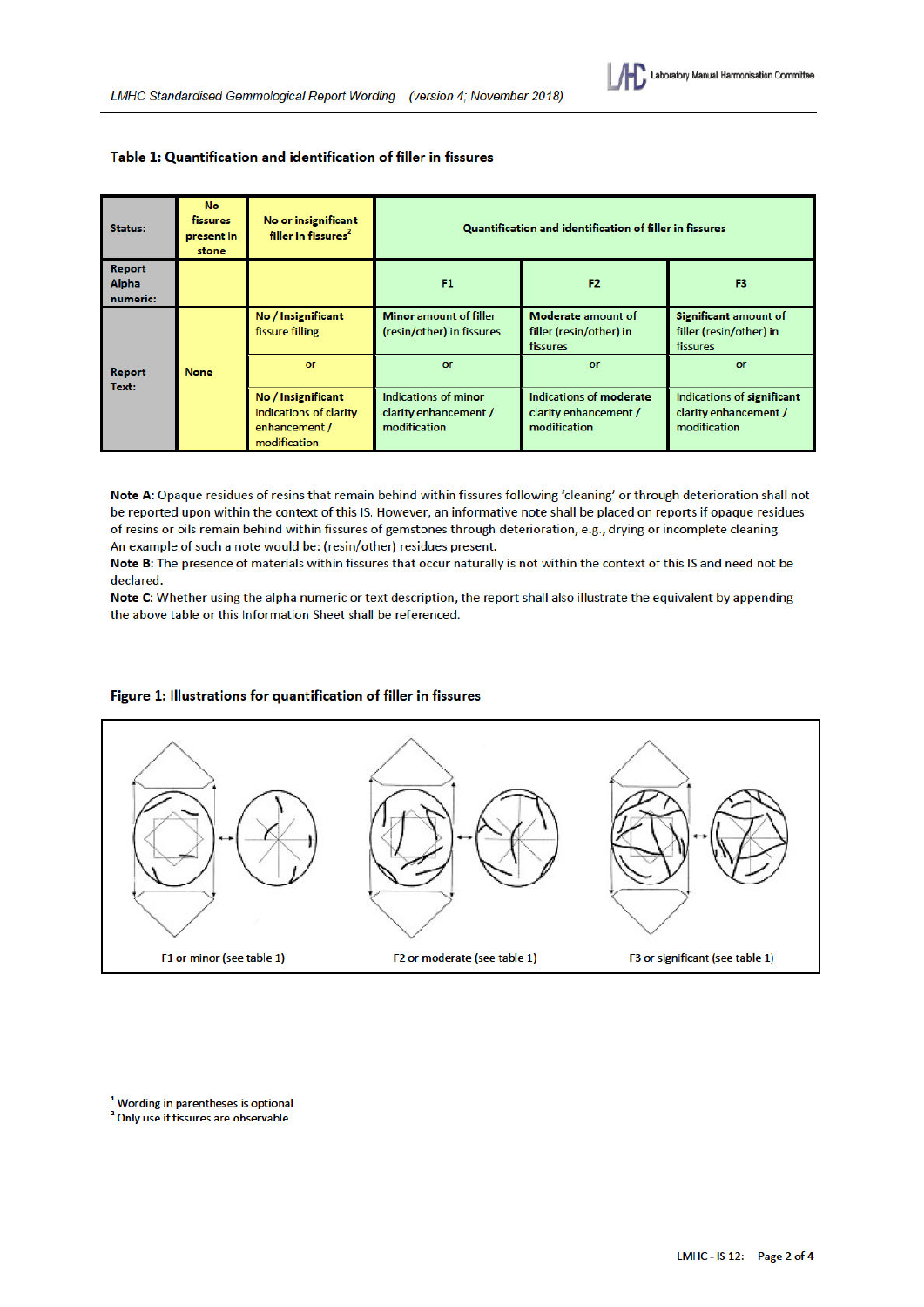## Table 1: Quantification and identification of filler in fissures

| Status: | No fissures present in stone | No or insignificant filler in fissures[2] | Quantification and identification of filler in fissures | | |
|---|---|---|---|---|---|
| Report Alpha numeric: | | | F1 | F2 | F3 |
| Report Text: | None | **No / Insignificant** fissure filling | **Minor** amount of filler (resin/other) in fissures | **Moderate** amount of filler (resin/other) in fissures | **Significant** amount of filler (resin/other) in fissures |
| | | or | or | or | or |
| | | **No / Insignificant** indications of clarity enhancement / modification | Indications of **minor** clarity enhancement / modification | Indications of **moderate** clarity enhancement / modification | Indications of **significant** clarity enhancement / modification |

**Note A**: Opaque residues of resins that remain behind within fissures following 'cleaning' or through deterioration shall not be reported upon within the context of this IS. However, an informative note shall be placed on reports if opaque residues of resins or oils remain behind within fissures of gemstones through deterioration, e.g., drying or incomplete cleaning. An example of such a note would be: (resin/other) residues present.

**Note B**: The presence of materials within fissures that occur naturally is not within the context of this IS and need not be declared.

**Note C**: Whether using the alpha numeric or text description, the report shall also illustrate the equivalent by appending the above table or this Information Sheet shall be referenced.

## Figure 1: Illustrations for quantification of filler in fissures

F1 or minor (see table 1)

F2 or moderate (see table 1)

F3 or significant (see table 1)

[1] Wording in parentheses is optional

[2] Only use if fissures are observable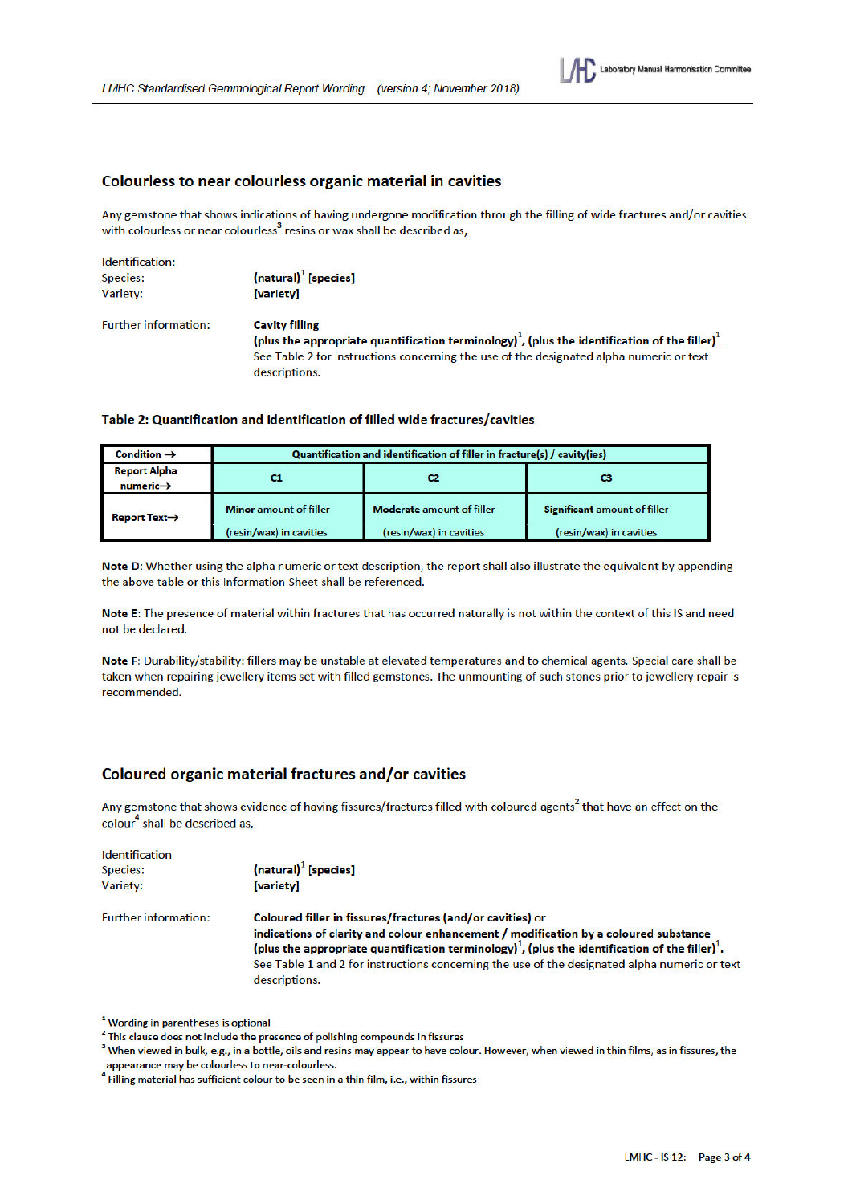## Colourless to near colourless organic material in cavities

Any gemstone that shows indications of having undergone modification through the filling of wide fractures and/or cavities with colourless or near colourless[3] resins or wax shall be described as,

Identification:
Species: **(natural)**[1] **[species]**
Variety: **[variety]**

Further information: **Cavity filling**
**(plus the appropriate quantification terminology)**[1], **(plus the identification of the filler)**[1].
See Table 2 for instructions concerning the use of the designated alpha numeric or text descriptions.

### Table 2: Quantification and identification of filled wide fractures/cavities

| Condition → | Quantification and identification of filler in fracture(s) / cavity(ies) | | |
|---|---|---|---|
| Report Alpha numeric→ | C1 | C2 | C3 |
| Report Text→ | Minor amount of filler (resin/wax) in cavities | Moderate amount of filler (resin/wax) in cavities | Significant amount of filler (resin/wax) in cavities |

**Note D**: Whether using the alpha numeric or text description, the report shall also illustrate the equivalent by appending the above table or this Information Sheet shall be referenced.

**Note E**: The presence of material within fractures that has occurred naturally is not within the context of this IS and need not be declared.

**Note F**: Durability/stability: fillers may be unstable at elevated temperatures and to chemical agents. Special care shall be taken when repairing jewellery items set with filled gemstones. The unmounting of such stones prior to jewellery repair is recommended.

## Coloured organic material fractures and/or cavities

Any gemstone that shows evidence of having fissures/fractures filled with coloured agents[2] that have an effect on the colour[4] shall be described as,

Identification
Species: **(natural)**[1] **[species]**
Variety: **[variety]**

Further information: **Coloured filler in fissures/fractures (and/or cavities)** or
**indications of clarity and colour enhancement / modification by a coloured substance (plus the appropriate quantification terminology)**[1], **(plus the identification of the filler)**[1].
See Table 1 and 2 for instructions concerning the use of the designated alpha numeric or text descriptions.

---

[1] Wording in parentheses is optional
[2] This clause does not include the presence of polishing compounds in fissures
[3] When viewed in bulk, e.g., in a bottle, oils and resins may appear to have colour. However, when viewed in thin films, as in fissures, the appearance may be colourless to near-colourless.
[4] Filling material has sufficient colour to be seen in a thin film, i.e., within fissures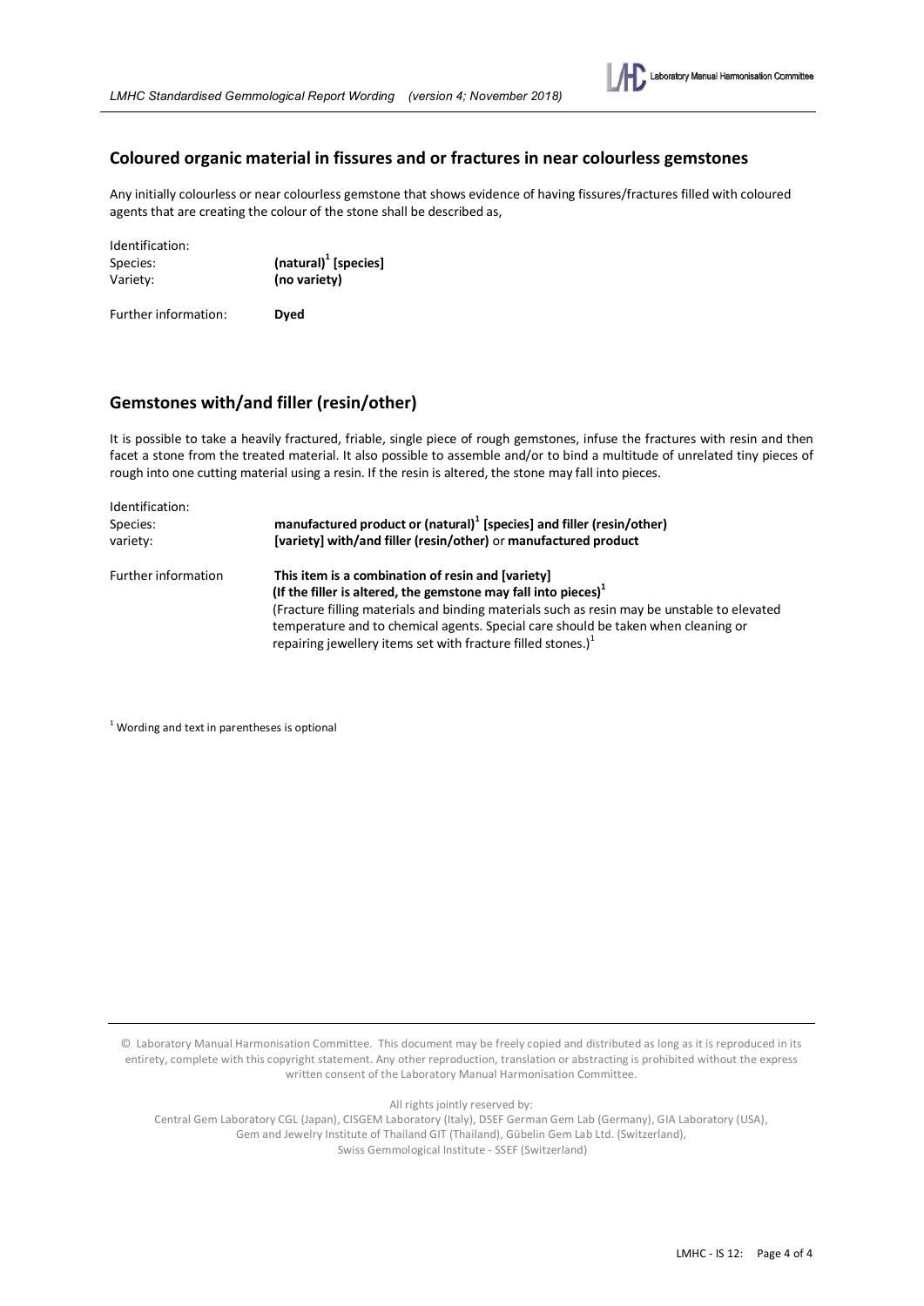## Coloured organic material in fissures and or fractures in near colourless gemstones

Any initially colourless or near colourless gemstone that shows evidence of having fissures/fractures filled with coloured agents that are creating the colour of the stone shall be described as,

| | |
|---|---|
| Identification: | |
| Species: | **(natural)[1] [species]** |
| Variety: | **(no variety)** |
| Further information: | **Dyed** |

## Gemstones with/and filler (resin/other)

It is possible to take a heavily fractured, friable, single piece of rough gemstones, infuse the fractures with resin and then facet a stone from the treated material. It also possible to assemble and/or to bind a multitude of unrelated tiny pieces of rough into one cutting material using a resin. If the resin is altered, the stone may fall into pieces.

| | |
|---|---|
| Identification: | |
| Species: | **manufactured product or (natural)[1] [species] and filler (resin/other)** |
| variety: | **[variety] with/and filler (resin/other)** or **manufactured product** |
| Further information | **This item is a combination of resin and [variety]** <br> **(If the filler is altered, the gemstone may fall into pieces)[1]** <br> (Fracture filling materials and binding materials such as resin may be unstable to elevated temperature and to chemical agents. Special care should be taken when cleaning or repairing jewellery items set with fracture filled stones.)[1] |

[1] Wording and text in parentheses is optional

© Laboratory Manual Harmonisation Committee. This document may be freely copied and distributed as long as it is reproduced in its entirety, complete with this copyright statement. Any other reproduction, translation or abstracting is prohibited without the express written consent of the Laboratory Manual Harmonisation Committee.

All rights jointly reserved by:
Central Gem Laboratory CGL (Japan), CISGEM Laboratory (Italy), DSEF German Gem Lab (Germany), GIA Laboratory (USA), Gem and Jewelry Institute of Thailand GIT (Thailand), Gübelin Gem Lab Ltd. (Switzerland), Swiss Gemmological Institute - SSEF (Switzerland)